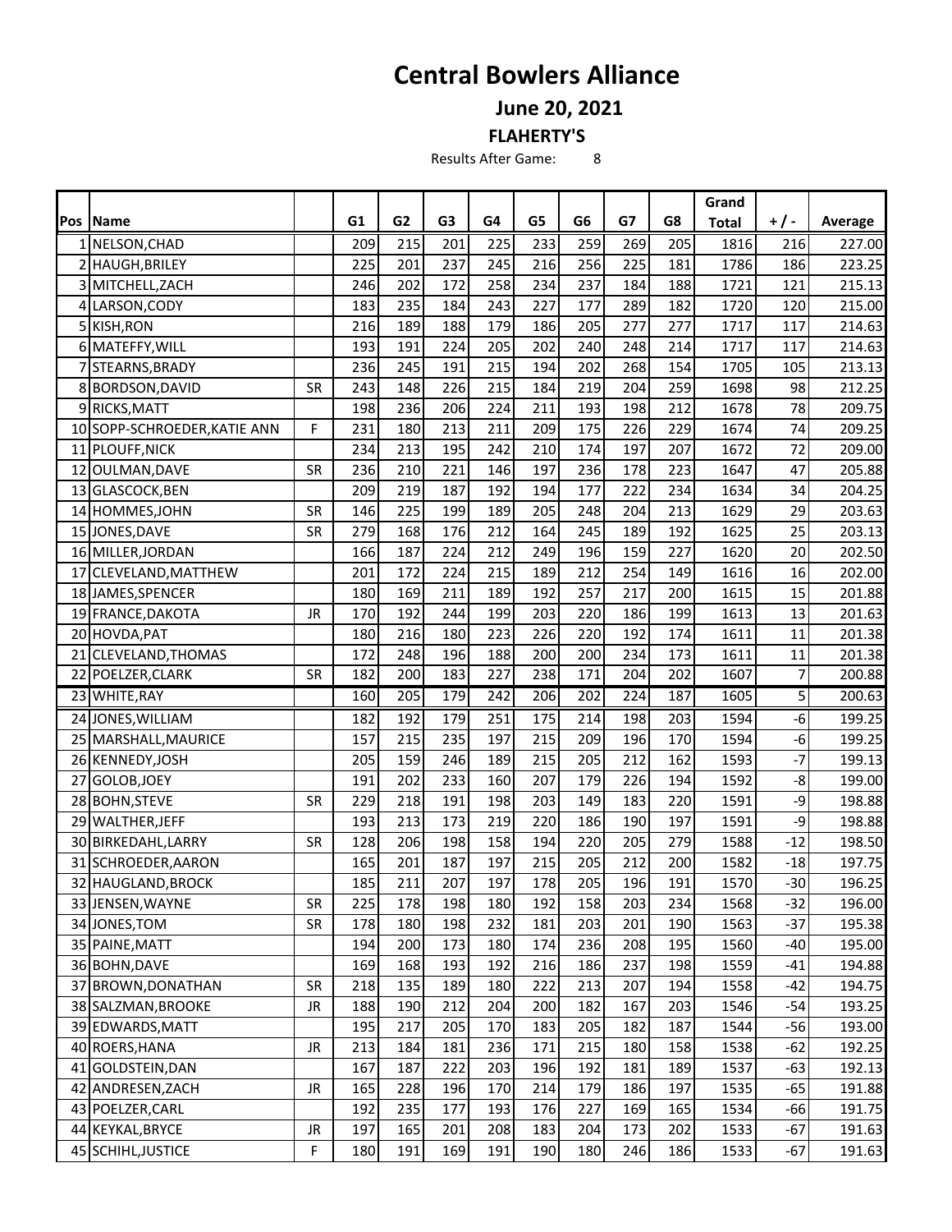# Central Bowlers Alliance

## June 20, 2021

### FLAHERTY'S

Results After Game: 8

| Pos | Name | | G1 | G2 | G3 | G4 | G5 | G6 | G7 | G8 | Grand Total | + / - | Average |
|---|---|---|---|---|---|---|---|---|---|---|---|---|---|
| 1 | NELSON,CHAD | | 209 | 215 | 201 | 225 | 233 | 259 | 269 | 205 | 1816 | 216 | 227.00 |
| 2 | HAUGH,BRILEY | | 225 | 201 | 237 | 245 | 216 | 256 | 225 | 181 | 1786 | 186 | 223.25 |
| 3 | MITCHELL,ZACH | | 246 | 202 | 172 | 258 | 234 | 237 | 184 | 188 | 1721 | 121 | 215.13 |
| 4 | LARSON,CODY | | 183 | 235 | 184 | 243 | 227 | 177 | 289 | 182 | 1720 | 120 | 215.00 |
| 5 | KISH,RON | | 216 | 189 | 188 | 179 | 186 | 205 | 277 | 277 | 1717 | 117 | 214.63 |
| 6 | MATEFFY,WILL | | 193 | 191 | 224 | 205 | 202 | 240 | 248 | 214 | 1717 | 117 | 214.63 |
| 7 | STEARNS,BRADY | | 236 | 245 | 191 | 215 | 194 | 202 | 268 | 154 | 1705 | 105 | 213.13 |
| 8 | BORDSON,DAVID | SR | 243 | 148 | 226 | 215 | 184 | 219 | 204 | 259 | 1698 | 98 | 212.25 |
| 9 | RICKS,MATT | | 198 | 236 | 206 | 224 | 211 | 193 | 198 | 212 | 1678 | 78 | 209.75 |
| 10 | SOPP-SCHROEDER,KATIE ANN | F | 231 | 180 | 213 | 211 | 209 | 175 | 226 | 229 | 1674 | 74 | 209.25 |
| 11 | PLOUFF,NICK | | 234 | 213 | 195 | 242 | 210 | 174 | 197 | 207 | 1672 | 72 | 209.00 |
| 12 | OULMAN,DAVE | SR | 236 | 210 | 221 | 146 | 197 | 236 | 178 | 223 | 1647 | 47 | 205.88 |
| 13 | GLASCOCK,BEN | | 209 | 219 | 187 | 192 | 194 | 177 | 222 | 234 | 1634 | 34 | 204.25 |
| 14 | HOMMES,JOHN | SR | 146 | 225 | 199 | 189 | 205 | 248 | 204 | 213 | 1629 | 29 | 203.63 |
| 15 | JONES,DAVE | SR | 279 | 168 | 176 | 212 | 164 | 245 | 189 | 192 | 1625 | 25 | 203.13 |
| 16 | MILLER,JORDAN | | 166 | 187 | 224 | 212 | 249 | 196 | 159 | 227 | 1620 | 20 | 202.50 |
| 17 | CLEVELAND,MATTHEW | | 201 | 172 | 224 | 215 | 189 | 212 | 254 | 149 | 1616 | 16 | 202.00 |
| 18 | JAMES,SPENCER | | 180 | 169 | 211 | 189 | 192 | 257 | 217 | 200 | 1615 | 15 | 201.88 |
| 19 | FRANCE,DAKOTA | JR | 170 | 192 | 244 | 199 | 203 | 220 | 186 | 199 | 1613 | 13 | 201.63 |
| 20 | HOVDA,PAT | | 180 | 216 | 180 | 223 | 226 | 220 | 192 | 174 | 1611 | 11 | 201.38 |
| 21 | CLEVELAND,THOMAS | | 172 | 248 | 196 | 188 | 200 | 200 | 234 | 173 | 1611 | 11 | 201.38 |
| 22 | POELZER,CLARK | SR | 182 | 200 | 183 | 227 | 238 | 171 | 204 | 202 | 1607 | 7 | 200.88 |
| 23 | WHITE,RAY | | 160 | 205 | 179 | 242 | 206 | 202 | 224 | 187 | 1605 | 5 | 200.63 |
| 24 | JONES,WILLIAM | | 182 | 192 | 179 | 251 | 175 | 214 | 198 | 203 | 1594 | -6 | 199.25 |
| 25 | MARSHALL,MAURICE | | 157 | 215 | 235 | 197 | 215 | 209 | 196 | 170 | 1594 | -6 | 199.25 |
| 26 | KENNEDY,JOSH | | 205 | 159 | 246 | 189 | 215 | 205 | 212 | 162 | 1593 | -7 | 199.13 |
| 27 | GOLOB,JOEY | | 191 | 202 | 233 | 160 | 207 | 179 | 226 | 194 | 1592 | -8 | 199.00 |
| 28 | BOHN,STEVE | SR | 229 | 218 | 191 | 198 | 203 | 149 | 183 | 220 | 1591 | -9 | 198.88 |
| 29 | WALTHER,JEFF | | 193 | 213 | 173 | 219 | 220 | 186 | 190 | 197 | 1591 | -9 | 198.88 |
| 30 | BIRKEDAHL,LARRY | SR | 128 | 206 | 198 | 158 | 194 | 220 | 205 | 279 | 1588 | -12 | 198.50 |
| 31 | SCHROEDER,AARON | | 165 | 201 | 187 | 197 | 215 | 205 | 212 | 200 | 1582 | -18 | 197.75 |
| 32 | HAUGLAND,BROCK | | 185 | 211 | 207 | 197 | 178 | 205 | 196 | 191 | 1570 | -30 | 196.25 |
| 33 | JENSEN,WAYNE | SR | 225 | 178 | 198 | 180 | 192 | 158 | 203 | 234 | 1568 | -32 | 196.00 |
| 34 | JONES,TOM | SR | 178 | 180 | 198 | 232 | 181 | 203 | 201 | 190 | 1563 | -37 | 195.38 |
| 35 | PAINE,MATT | | 194 | 200 | 173 | 180 | 174 | 236 | 208 | 195 | 1560 | -40 | 195.00 |
| 36 | BOHN,DAVE | | 169 | 168 | 193 | 192 | 216 | 186 | 237 | 198 | 1559 | -41 | 194.88 |
| 37 | BROWN,DONATHAN | SR | 218 | 135 | 189 | 180 | 222 | 213 | 207 | 194 | 1558 | -42 | 194.75 |
| 38 | SALZMAN,BROOKE | JR | 188 | 190 | 212 | 204 | 200 | 182 | 167 | 203 | 1546 | -54 | 193.25 |
| 39 | EDWARDS,MATT | | 195 | 217 | 205 | 170 | 183 | 205 | 182 | 187 | 1544 | -56 | 193.00 |
| 40 | ROERS,HANA | JR | 213 | 184 | 181 | 236 | 171 | 215 | 180 | 158 | 1538 | -62 | 192.25 |
| 41 | GOLDSTEIN,DAN | | 167 | 187 | 222 | 203 | 196 | 192 | 181 | 189 | 1537 | -63 | 192.13 |
| 42 | ANDRESEN,ZACH | JR | 165 | 228 | 196 | 170 | 214 | 179 | 186 | 197 | 1535 | -65 | 191.88 |
| 43 | POELZER,CARL | | 192 | 235 | 177 | 193 | 176 | 227 | 169 | 165 | 1534 | -66 | 191.75 |
| 44 | KEYKAL,BRYCE | JR | 197 | 165 | 201 | 208 | 183 | 204 | 173 | 202 | 1533 | -67 | 191.63 |
| 45 | SCHIHL,JUSTICE | F | 180 | 191 | 169 | 191 | 190 | 180 | 246 | 186 | 1533 | -67 | 191.63 |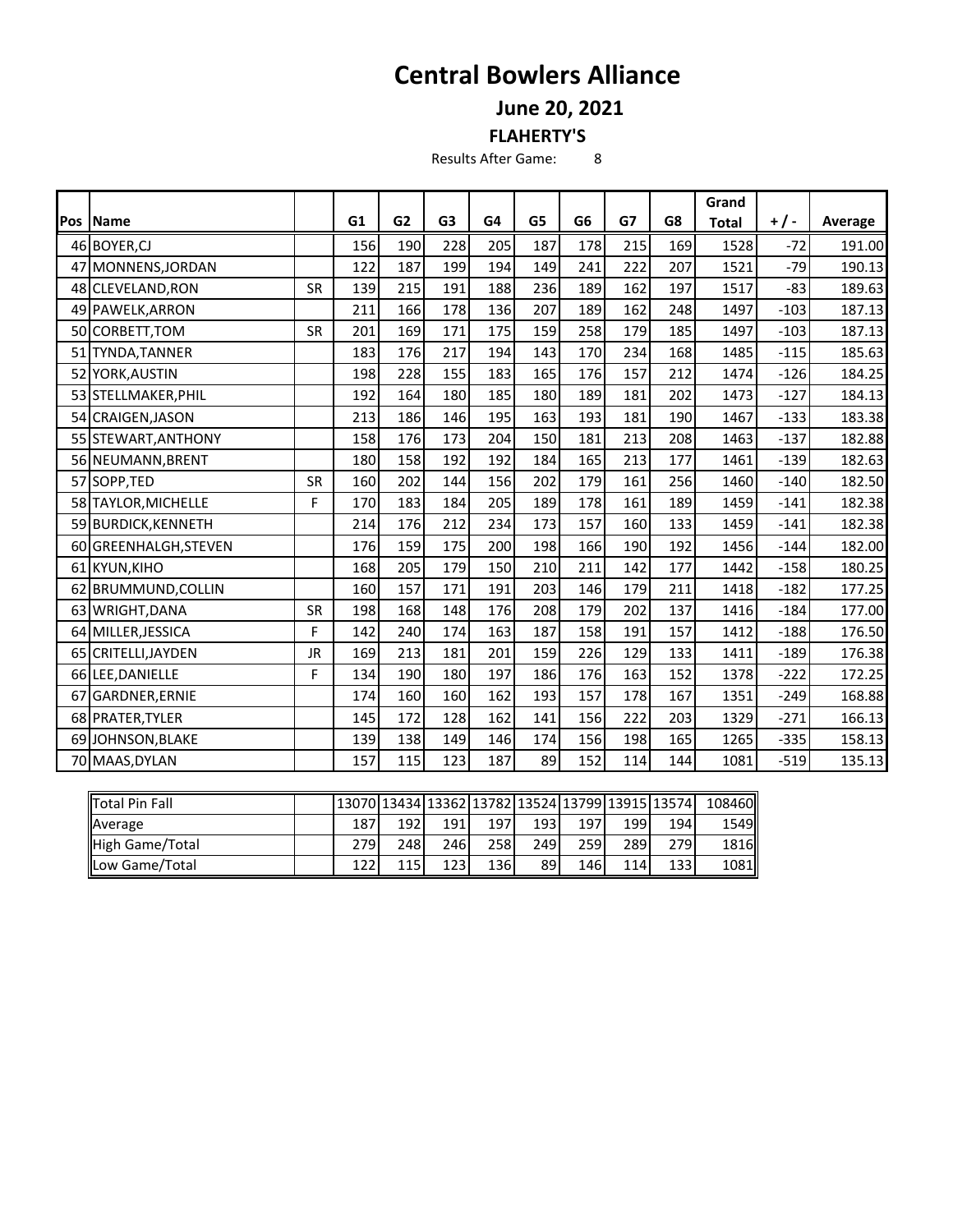# Central Bowlers Alliance

## June 20, 2021

### FLAHERTY'S

Results After Game: 8

| Pos | Name | | G1 | G2 | G3 | G4 | G5 | G6 | G7 | G8 | Grand Total | + / - | Average |
|---|---|---|---|---|---|---|---|---|---|---|---|---|---|
| 46 | BOYER,CJ | | 156 | 190 | 228 | 205 | 187 | 178 | 215 | 169 | 1528 | -72 | 191.00 |
| 47 | MONNENS,JORDAN | | 122 | 187 | 199 | 194 | 149 | 241 | 222 | 207 | 1521 | -79 | 190.13 |
| 48 | CLEVELAND,RON | SR | 139 | 215 | 191 | 188 | 236 | 189 | 162 | 197 | 1517 | -83 | 189.63 |
| 49 | PAWELK,ARRON | | 211 | 166 | 178 | 136 | 207 | 189 | 162 | 248 | 1497 | -103 | 187.13 |
| 50 | CORBETT,TOM | SR | 201 | 169 | 171 | 175 | 159 | 258 | 179 | 185 | 1497 | -103 | 187.13 |
| 51 | TYNDA,TANNER | | 183 | 176 | 217 | 194 | 143 | 170 | 234 | 168 | 1485 | -115 | 185.63 |
| 52 | YORK,AUSTIN | | 198 | 228 | 155 | 183 | 165 | 176 | 157 | 212 | 1474 | -126 | 184.25 |
| 53 | STELLMAKER,PHIL | | 192 | 164 | 180 | 185 | 180 | 189 | 181 | 202 | 1473 | -127 | 184.13 |
| 54 | CRAIGEN,JASON | | 213 | 186 | 146 | 195 | 163 | 193 | 181 | 190 | 1467 | -133 | 183.38 |
| 55 | STEWART,ANTHONY | | 158 | 176 | 173 | 204 | 150 | 181 | 213 | 208 | 1463 | -137 | 182.88 |
| 56 | NEUMANN,BRENT | | 180 | 158 | 192 | 192 | 184 | 165 | 213 | 177 | 1461 | -139 | 182.63 |
| 57 | SOPP,TED | SR | 160 | 202 | 144 | 156 | 202 | 179 | 161 | 256 | 1460 | -140 | 182.50 |
| 58 | TAYLOR,MICHELLE | F | 170 | 183 | 184 | 205 | 189 | 178 | 161 | 189 | 1459 | -141 | 182.38 |
| 59 | BURDICK,KENNETH | | 214 | 176 | 212 | 234 | 173 | 157 | 160 | 133 | 1459 | -141 | 182.38 |
| 60 | GREENHALGH,STEVEN | | 176 | 159 | 175 | 200 | 198 | 166 | 190 | 192 | 1456 | -144 | 182.00 |
| 61 | KYUN,KIHO | | 168 | 205 | 179 | 150 | 210 | 211 | 142 | 177 | 1442 | -158 | 180.25 |
| 62 | BRUMMUND,COLLIN | | 160 | 157 | 171 | 191 | 203 | 146 | 179 | 211 | 1418 | -182 | 177.25 |
| 63 | WRIGHT,DANA | SR | 198 | 168 | 148 | 176 | 208 | 179 | 202 | 137 | 1416 | -184 | 177.00 |
| 64 | MILLER,JESSICA | F | 142 | 240 | 174 | 163 | 187 | 158 | 191 | 157 | 1412 | -188 | 176.50 |
| 65 | CRITELLI,JAYDEN | JR | 169 | 213 | 181 | 201 | 159 | 226 | 129 | 133 | 1411 | -189 | 176.38 |
| 66 | LEE,DANIELLE | F | 134 | 190 | 180 | 197 | 186 | 176 | 163 | 152 | 1378 | -222 | 172.25 |
| 67 | GARDNER,ERNIE | | 174 | 160 | 160 | 162 | 193 | 157 | 178 | 167 | 1351 | -249 | 168.88 |
| 68 | PRATER,TYLER | | 145 | 172 | 128 | 162 | 141 | 156 | 222 | 203 | 1329 | -271 | 166.13 |
| 69 | JOHNSON,BLAKE | | 139 | 138 | 149 | 146 | 174 | 156 | 198 | 165 | 1265 | -335 | 158.13 |
| 70 | MAAS,DYLAN | | 157 | 115 | 123 | 187 | 89 | 152 | 114 | 144 | 1081 | -519 | 135.13 |

| | | | | | | | | | | |
|---|---|---|---|---|---|---|---|---|---|---|
| Total Pin Fall | | 13070 | 13434 | 13362 | 13782 | 13524 | 13799 | 13915 | 13574 | 108460 |
| Average | | 187 | 192 | 191 | 197 | 193 | 197 | 199 | 194 | 1549 |
| High Game/Total | | 279 | 248 | 246 | 258 | 249 | 259 | 289 | 279 | 1816 |
| Low Game/Total | | 122 | 115 | 123 | 136 | 89 | 146 | 114 | 133 | 1081 |